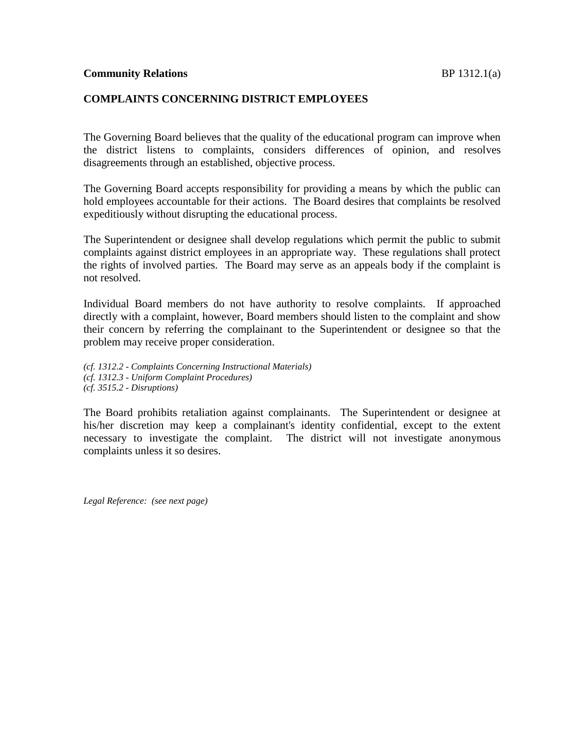**Community Relations** BP 1312.1(a)

## COMPLAINTS CONCERNING DISTRICT EMPLOYEES

The Governing Board believes that the quality of the educational program can improve when the district listens to complaints, considers differences of opinion, and resolves disagreements through an established, objective process.

The Governing Board accepts responsibility for providing a means by which the public can hold employees accountable for their actions. The Board desires that complaints be resolved expeditiously without disrupting the educational process.

The Superintendent or designee shall develop regulations which permit the public to submit complaints against district employees in an appropriate way. These regulations shall protect the rights of involved parties. The Board may serve as an appeals body if the complaint is not resolved.

Individual Board members do not have authority to resolve complaints. If approached directly with a complaint, however, Board members should listen to the complaint and show their concern by referring the complainant to the Superintendent or designee so that the problem may receive proper consideration.

*(cf. 1312.2 - Complaints Concerning Instructional Materials)*
*(cf. 1312.3 - Uniform Complaint Procedures)*
*(cf. 3515.2 - Disruptions)*

The Board prohibits retaliation against complainants. The Superintendent or designee at his/her discretion may keep a complainant's identity confidential, except to the extent necessary to investigate the complaint. The district will not investigate anonymous complaints unless it so desires.

*Legal Reference: (see next page)*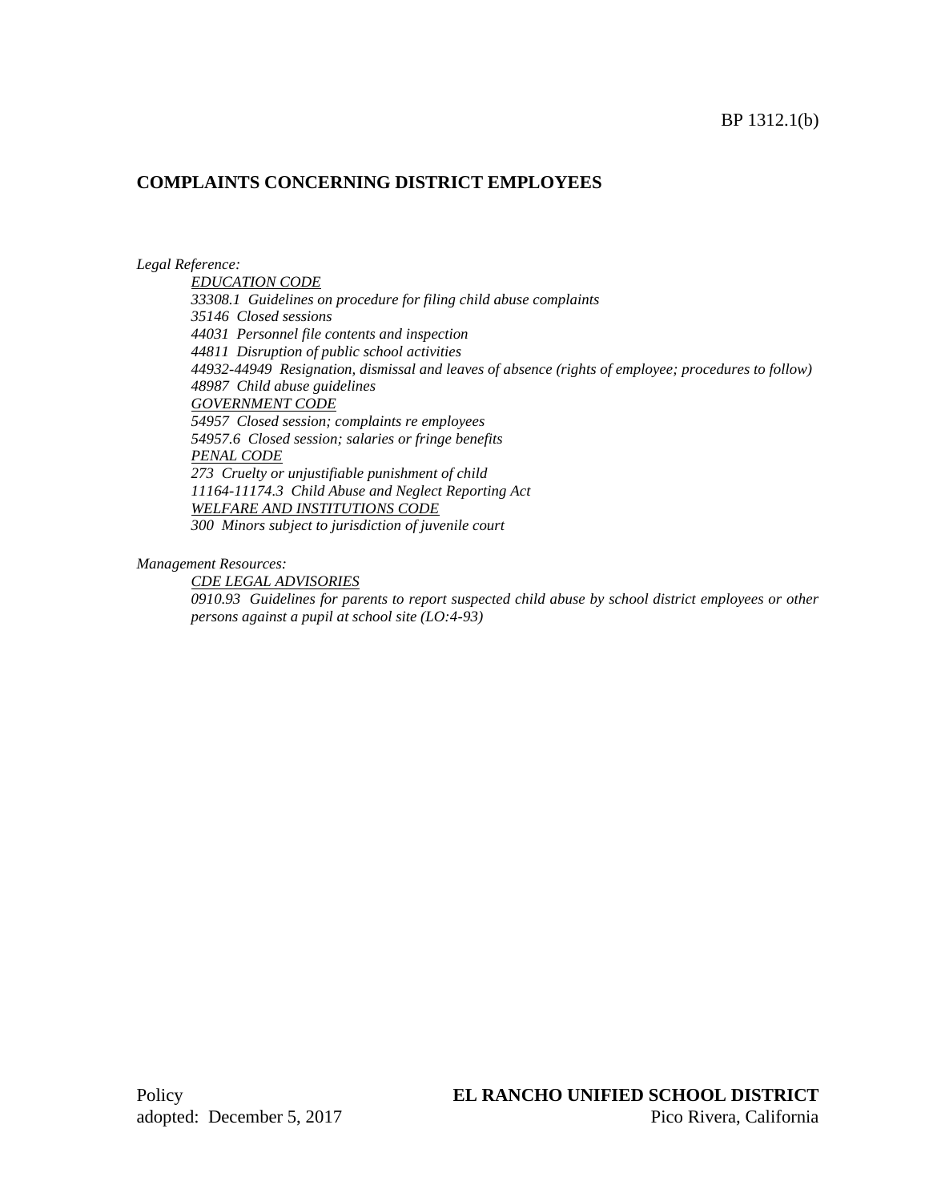## COMPLAINTS CONCERNING DISTRICT EMPLOYEES

*Legal Reference:*

*EDUCATION CODE*
*33308.1 Guidelines on procedure for filing child abuse complaints*
*35146 Closed sessions*
*44031 Personnel file contents and inspection*
*44811 Disruption of public school activities*
*44932-44949 Resignation, dismissal and leaves of absence (rights of employee; procedures to follow)*
*48987 Child abuse guidelines*
*GOVERNMENT CODE*
*54957 Closed session; complaints re employees*
*54957.6 Closed session; salaries or fringe benefits*
*PENAL CODE*
*273 Cruelty or unjustifiable punishment of child*
*11164-11174.3 Child Abuse and Neglect Reporting Act*
*WELFARE AND INSTITUTIONS CODE*
*300 Minors subject to jurisdiction of juvenile court*

*Management Resources:*

*CDE LEGAL ADVISORIES*
*0910.93 Guidelines for parents to report suspected child abuse by school district employees or other persons against a pupil at school site (LO:4-93)*

Policy
adopted: December 5, 2017

**EL RANCHO UNIFIED SCHOOL DISTRICT**
Pico Rivera, California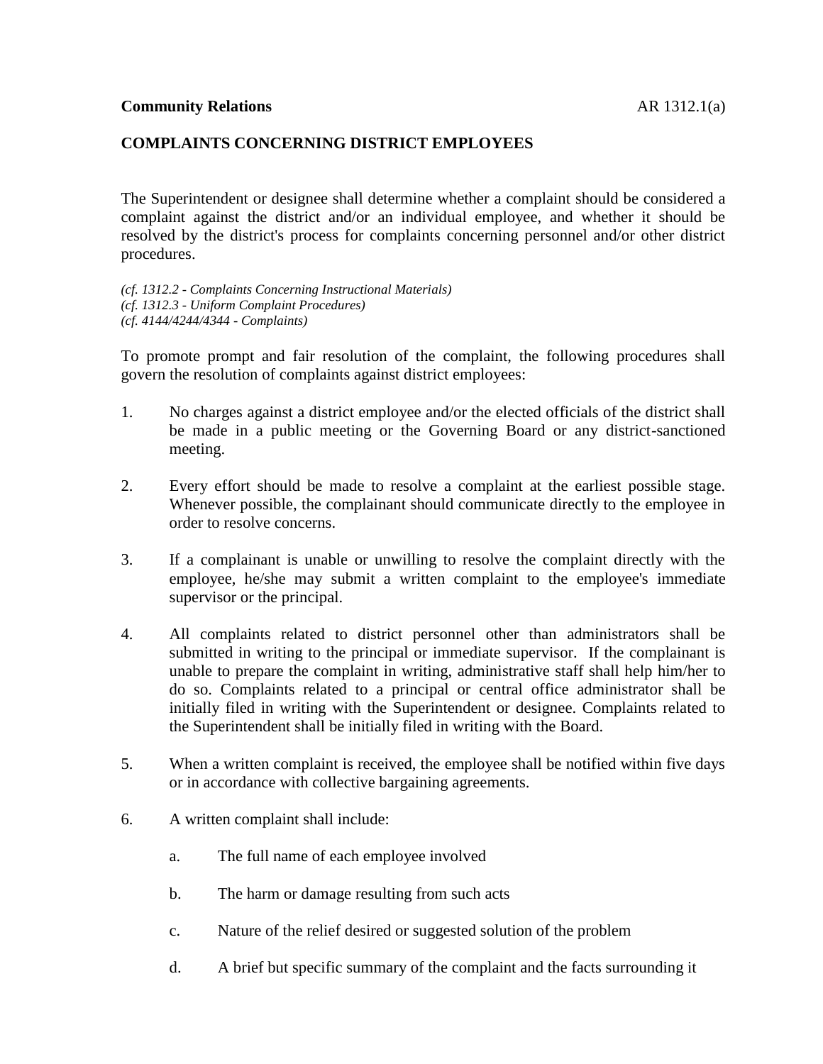**Community Relations** AR 1312.1(a)

## COMPLAINTS CONCERNING DISTRICT EMPLOYEES

The Superintendent or designee shall determine whether a complaint should be considered a complaint against the district and/or an individual employee, and whether it should be resolved by the district's process for complaints concerning personnel and/or other district procedures.

*(cf. 1312.2 - Complaints Concerning Instructional Materials)*
*(cf. 1312.3 - Uniform Complaint Procedures)*
*(cf. 4144/4244/4344 - Complaints)*

To promote prompt and fair resolution of the complaint, the following procedures shall govern the resolution of complaints against district employees:

1. No charges against a district employee and/or the elected officials of the district shall be made in a public meeting or the Governing Board or any district-sanctioned meeting.

2. Every effort should be made to resolve a complaint at the earliest possible stage. Whenever possible, the complainant should communicate directly to the employee in order to resolve concerns.

3. If a complainant is unable or unwilling to resolve the complaint directly with the employee, he/she may submit a written complaint to the employee's immediate supervisor or the principal.

4. All complaints related to district personnel other than administrators shall be submitted in writing to the principal or immediate supervisor. If the complainant is unable to prepare the complaint in writing, administrative staff shall help him/her to do so. Complaints related to a principal or central office administrator shall be initially filed in writing with the Superintendent or designee. Complaints related to the Superintendent shall be initially filed in writing with the Board.

5. When a written complaint is received, the employee shall be notified within five days or in accordance with collective bargaining agreements.

6. A written complaint shall include:

   a. The full name of each employee involved

   b. The harm or damage resulting from such acts

   c. Nature of the relief desired or suggested solution of the problem

   d. A brief but specific summary of the complaint and the facts surrounding it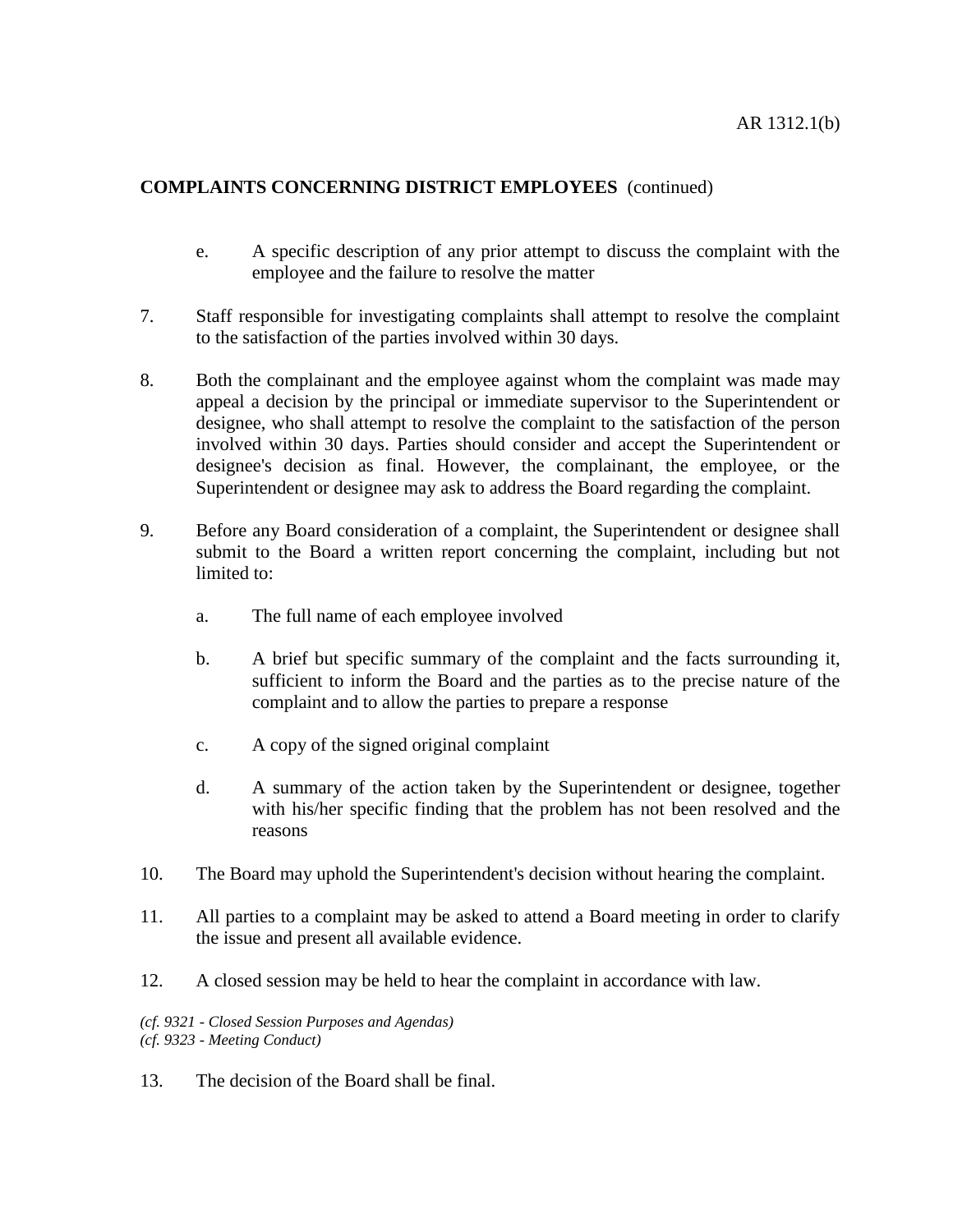**COMPLAINTS CONCERNING DISTRICT EMPLOYEES** (continued)

e. A specific description of any prior attempt to discuss the complaint with the employee and the failure to resolve the matter

7. Staff responsible for investigating complaints shall attempt to resolve the complaint to the satisfaction of the parties involved within 30 days.

8. Both the complainant and the employee against whom the complaint was made may appeal a decision by the principal or immediate supervisor to the Superintendent or designee, who shall attempt to resolve the complaint to the satisfaction of the person involved within 30 days. Parties should consider and accept the Superintendent or designee's decision as final. However, the complainant, the employee, or the Superintendent or designee may ask to address the Board regarding the complaint.

9. Before any Board consideration of a complaint, the Superintendent or designee shall submit to the Board a written report concerning the complaint, including but not limited to:

   a. The full name of each employee involved

   b. A brief but specific summary of the complaint and the facts surrounding it, sufficient to inform the Board and the parties as to the precise nature of the complaint and to allow the parties to prepare a response

   c. A copy of the signed original complaint

   d. A summary of the action taken by the Superintendent or designee, together with his/her specific finding that the problem has not been resolved and the reasons

10. The Board may uphold the Superintendent's decision without hearing the complaint.

11. All parties to a complaint may be asked to attend a Board meeting in order to clarify the issue and present all available evidence.

12. A closed session may be held to hear the complaint in accordance with law.

*(cf. 9321 - Closed Session Purposes and Agendas)*
*(cf. 9323 - Meeting Conduct)*

13. The decision of the Board shall be final.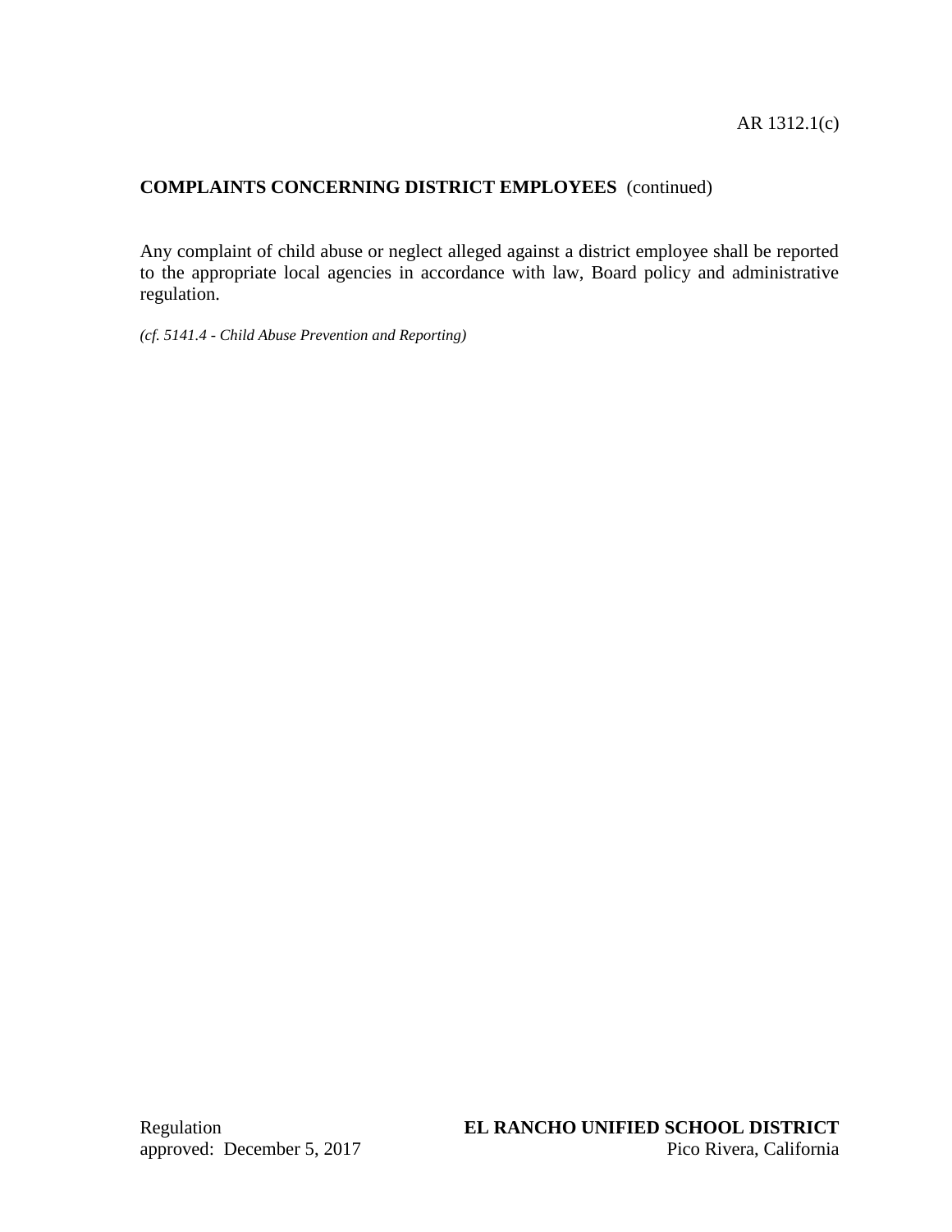**COMPLAINTS CONCERNING DISTRICT EMPLOYEES** (continued)

Any complaint of child abuse or neglect alleged against a district employee shall be reported to the appropriate local agencies in accordance with law, Board policy and administrative regulation.

*(cf. 5141.4 - Child Abuse Prevention and Reporting)*

Regulation
approved: December 5, 2017

**EL RANCHO UNIFIED SCHOOL DISTRICT**
Pico Rivera, California